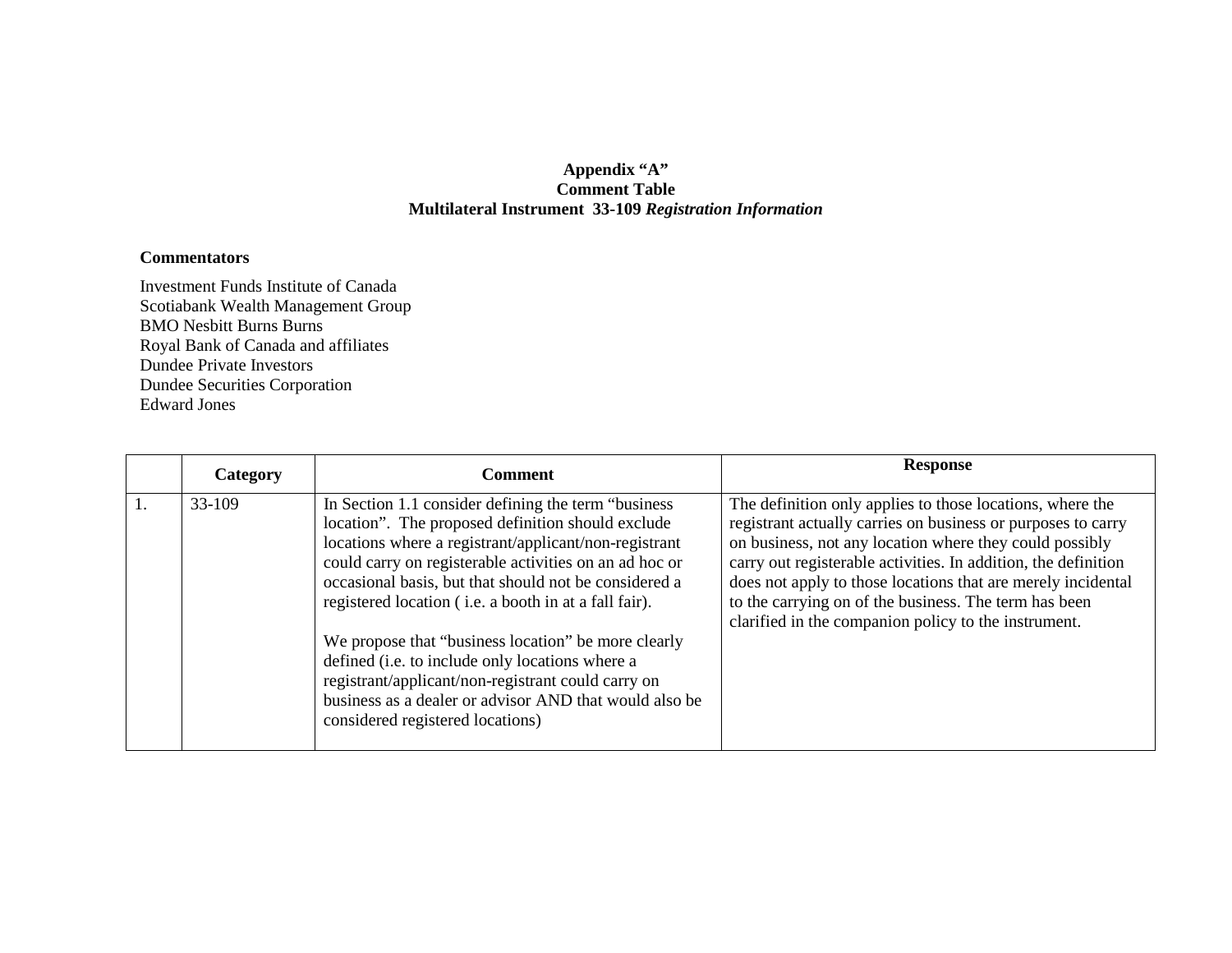**Appendix "A"**
**Comment Table**
**Multilateral Instrument 33-109 *Registration Information***

**Commentators**

Investment Funds Institute of Canada
Scotiabank Wealth Management Group
BMO Nesbitt Burns Burns
Royal Bank of Canada and affiliates
Dundee Private Investors
Dundee Securities Corporation
Edward Jones

| | **Category** | **Comment** | **Response** |
|---|---|---|---|
| 1. | 33-109 | In Section 1.1 consider defining the term "business location". The proposed definition should exclude locations where a registrant/applicant/non-registrant could carry on registerable activities on an ad hoc or occasional basis, but that should not be considered a registered location ( i.e. a booth in at a fall fair).<br><br>We propose that "business location" be more clearly defined (i.e. to include only locations where a registrant/applicant/non-registrant could carry on business as a dealer or advisor AND that would also be considered registered locations) | The definition only applies to those locations, where the registrant actually carries on business or purposes to carry on business, not any location where they could possibly carry out registerable activities. In addition, the definition does not apply to those locations that are merely incidental to the carrying on of the business. The term has been clarified in the companion policy to the instrument. |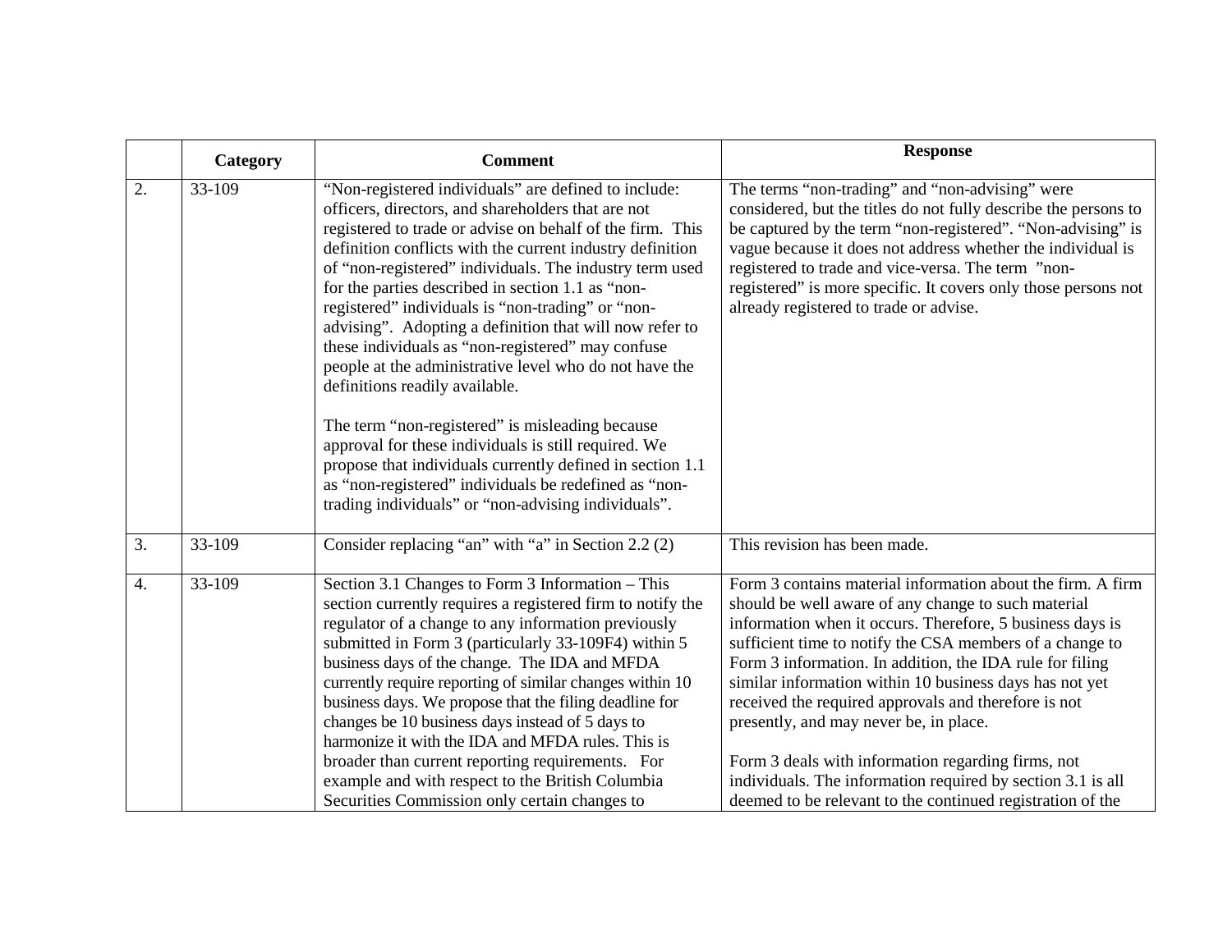| | Category | Comment | Response |
|---|---|---|---|
| 2. | 33-109 | "Non-registered individuals" are defined to include: officers, directors, and shareholders that are not registered to trade or advise on behalf of the firm. This definition conflicts with the current industry definition of "non-registered" individuals. The industry term used for the parties described in section 1.1 as "non-registered" individuals is "non-trading" or "non-advising". Adopting a definition that will now refer to these individuals as "non-registered" may confuse people at the administrative level who do not have the definitions readily available.<br><br>The term "non-registered" is misleading because approval for these individuals is still required. We propose that individuals currently defined in section 1.1 as "non-registered" individuals be redefined as "non-trading individuals" or "non-advising individuals". | The terms "non-trading" and "non-advising" were considered, but the titles do not fully describe the persons to be captured by the term "non-registered". "Non-advising" is vague because it does not address whether the individual is registered to trade and vice-versa. The term "non-registered" is more specific. It covers only those persons not already registered to trade or advise. |
| 3. | 33-109 | Consider replacing "an" with "a" in Section 2.2 (2) | This revision has been made. |
| 4. | 33-109 | Section 3.1 Changes to Form 3 Information – This section currently requires a registered firm to notify the regulator of a change to any information previously submitted in Form 3 (particularly 33-109F4) within 5 business days of the change. The IDA and MFDA currently require reporting of similar changes within 10 business days. We propose that the filing deadline for changes be 10 business days instead of 5 days to harmonize it with the IDA and MFDA rules. This is broader than current reporting requirements. For example and with respect to the British Columbia Securities Commission only certain changes to | Form 3 contains material information about the firm. A firm should be well aware of any change to such material information when it occurs. Therefore, 5 business days is sufficient time to notify the CSA members of a change to Form 3 information. In addition, the IDA rule for filing similar information within 10 business days has not yet received the required approvals and therefore is not presently, and may never be, in place.<br><br>Form 3 deals with information regarding firms, not individuals. The information required by section 3.1 is all deemed to be relevant to the continued registration of the |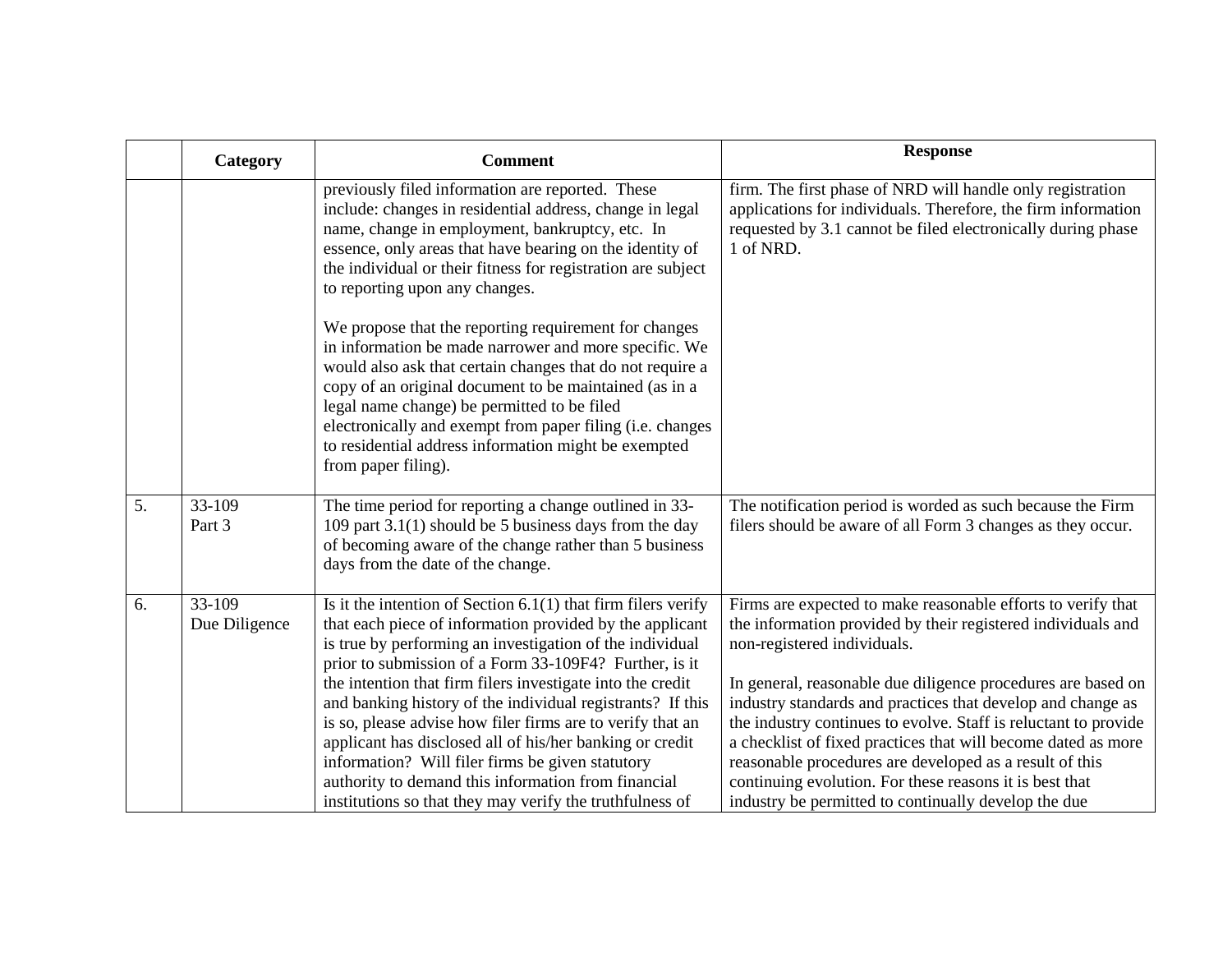|  | Category | Comment | Response |
| --- | --- | --- | --- |
|  |  | previously filed information are reported. These include: changes in residential address, change in legal name, change in employment, bankruptcy, etc. In essence, only areas that have bearing on the identity of the individual or their fitness for registration are subject to reporting upon any changes.<br><br>We propose that the reporting requirement for changes in information be made narrower and more specific. We would also ask that certain changes that do not require a copy of an original document to be maintained (as in a legal name change) be permitted to be filed electronically and exempt from paper filing (i.e. changes to residential address information might be exempted from paper filing). | firm. The first phase of NRD will handle only registration applications for individuals. Therefore, the firm information requested by 3.1 cannot be filed electronically during phase 1 of NRD. |
| 5. | 33-109<br>Part 3 | The time period for reporting a change outlined in 33-109 part 3.1(1) should be 5 business days from the day of becoming aware of the change rather than 5 business days from the date of the change. | The notification period is worded as such because the Firm filers should be aware of all Form 3 changes as they occur. |
| 6. | 33-109<br>Due Diligence | Is it the intention of Section 6.1(1) that firm filers verify that each piece of information provided by the applicant is true by performing an investigation of the individual prior to submission of a Form 33-109F4? Further, is it the intention that firm filers investigate into the credit and banking history of the individual registrants? If this is so, please advise how filer firms are to verify that an applicant has disclosed all of his/her banking or credit information? Will filer firms be given statutory authority to demand this information from financial institutions so that they may verify the truthfulness of | Firms are expected to make reasonable efforts to verify that the information provided by their registered individuals and non-registered individuals.<br><br>In general, reasonable due diligence procedures are based on industry standards and practices that develop and change as the industry continues to evolve. Staff is reluctant to provide a checklist of fixed practices that will become dated as more reasonable procedures are developed as a result of this continuing evolution. For these reasons it is best that industry be permitted to continually develop the due |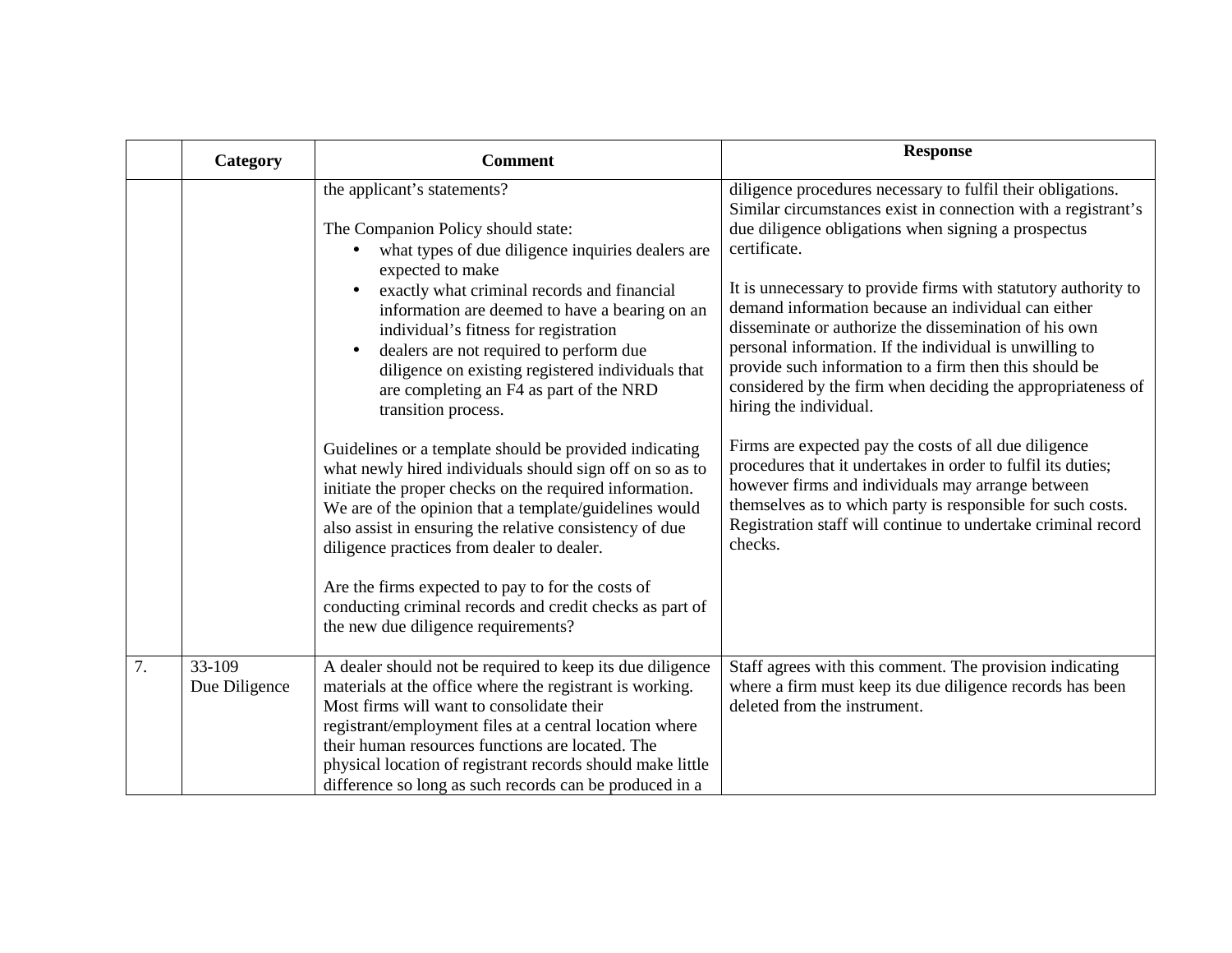| | Category | Comment | Response |
|---|---|---|---|
| | | the applicant's statements?<br><br>The Companion Policy should state:<br>• what types of due diligence inquiries dealers are expected to make<br>• exactly what criminal records and financial information are deemed to have a bearing on an individual's fitness for registration<br>• dealers are not required to perform due diligence on existing registered individuals that are completing an F4 as part of the NRD transition process.<br><br>Guidelines or a template should be provided indicating what newly hired individuals should sign off on so as to initiate the proper checks on the required information. We are of the opinion that a template/guidelines would also assist in ensuring the relative consistency of due diligence practices from dealer to dealer.<br><br>Are the firms expected to pay to for the costs of conducting criminal records and credit checks as part of the new due diligence requirements? | diligence procedures necessary to fulfil their obligations. Similar circumstances exist in connection with a registrant's due diligence obligations when signing a prospectus certificate.<br><br>It is unnecessary to provide firms with statutory authority to demand information because an individual can either disseminate or authorize the dissemination of his own personal information. If the individual is unwilling to provide such information to a firm then this should be considered by the firm when deciding the appropriateness of hiring the individual.<br><br>Firms are expected pay the costs of all due diligence procedures that it undertakes in order to fulfil its duties; however firms and individuals may arrange between themselves as to which party is responsible for such costs. Registration staff will continue to undertake criminal record checks. |
| 7. | 33-109<br>Due Diligence | A dealer should not be required to keep its due diligence materials at the office where the registrant is working. Most firms will want to consolidate their registrant/employment files at a central location where their human resources functions are located. The physical location of registrant records should make little difference so long as such records can be produced in a | Staff agrees with this comment. The provision indicating where a firm must keep its due diligence records has been deleted from the instrument. |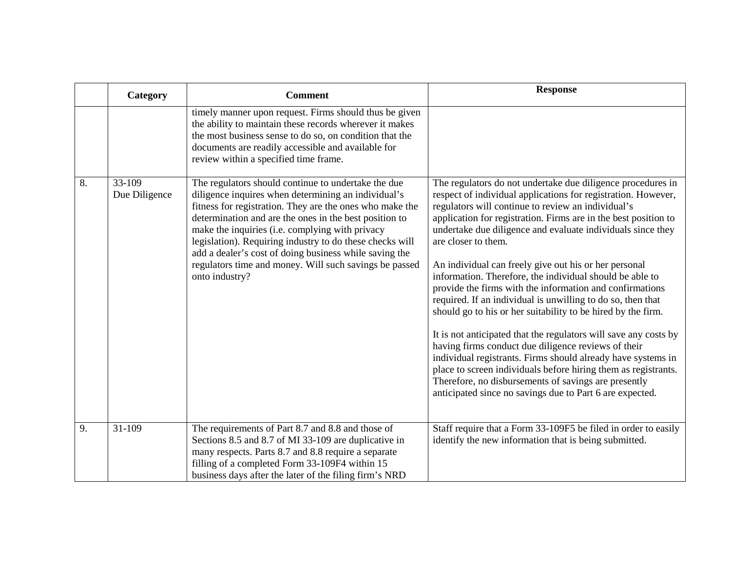|  | Category | Comment | Response |
|---|---|---|---|
|  |  | timely manner upon request. Firms should thus be given the ability to maintain these records wherever it makes the most business sense to do so, on condition that the documents are readily accessible and available for review within a specified time frame. |  |
| 8. | 33-109 Due Diligence | The regulators should continue to undertake the due diligence inquires when determining an individual's fitness for registration. They are the ones who make the determination and are the ones in the best position to make the inquiries (i.e. complying with privacy legislation). Requiring industry to do these checks will add a dealer's cost of doing business while saving the regulators time and money. Will such savings be passed onto industry? | The regulators do not undertake due diligence procedures in respect of individual applications for registration. However, regulators will continue to review an individual's application for registration. Firms are in the best position to undertake due diligence and evaluate individuals since they are closer to them.<br><br>An individual can freely give out his or her personal information. Therefore, the individual should be able to provide the firms with the information and confirmations required. If an individual is unwilling to do so, then that should go to his or her suitability to be hired by the firm.<br><br>It is not anticipated that the regulators will save any costs by having firms conduct due diligence reviews of their individual registrants. Firms should already have systems in place to screen individuals before hiring them as registrants. Therefore, no disbursements of savings are presently anticipated since no savings due to Part 6 are expected. |
| 9. | 31-109 | The requirements of Part 8.7 and 8.8 and those of Sections 8.5 and 8.7 of MI 33-109 are duplicative in many respects. Parts 8.7 and 8.8 require a separate filling of a completed Form 33-109F4 within 15 business days after the later of the filing firm's NRD | Staff require that a Form 33-109F5 be filed in order to easily identify the new information that is being submitted. |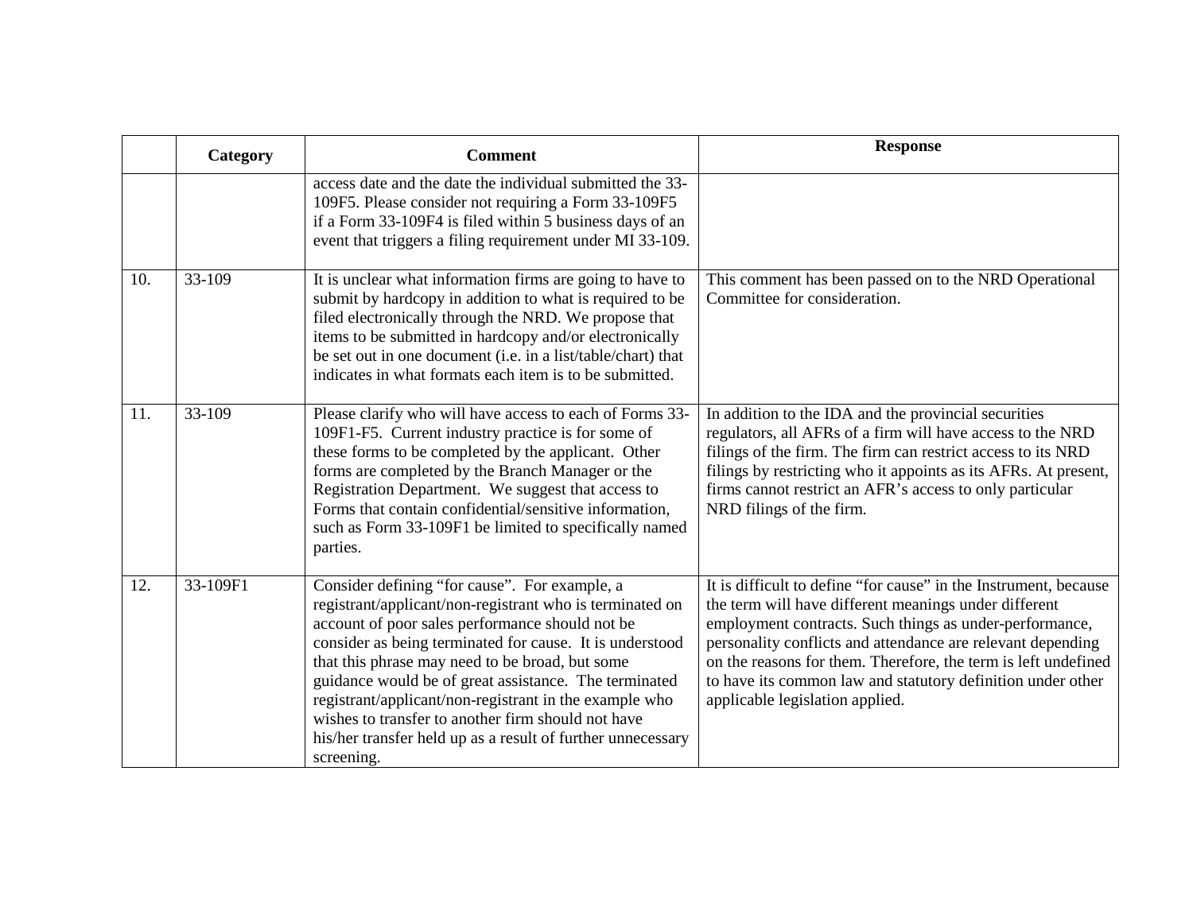|  | Category | Comment | Response |
| --- | --- | --- | --- |
|  |  | access date and the date the individual submitted the 33-109F5. Please consider not requiring a Form 33-109F5 if a Form 33-109F4 is filed within 5 business days of an event that triggers a filing requirement under MI 33-109. |  |
| 10. | 33-109 | It is unclear what information firms are going to have to submit by hardcopy in addition to what is required to be filed electronically through the NRD. We propose that items to be submitted in hardcopy and/or electronically be set out in one document (i.e. in a list/table/chart) that indicates in what formats each item is to be submitted. | This comment has been passed on to the NRD Operational Committee for consideration. |
| 11. | 33-109 | Please clarify who will have access to each of Forms 33-109F1-F5. Current industry practice is for some of these forms to be completed by the applicant. Other forms are completed by the Branch Manager or the Registration Department. We suggest that access to Forms that contain confidential/sensitive information, such as Form 33-109F1 be limited to specifically named parties. | In addition to the IDA and the provincial securities regulators, all AFRs of a firm will have access to the NRD filings of the firm. The firm can restrict access to its NRD filings by restricting who it appoints as its AFRs. At present, firms cannot restrict an AFR's access to only particular NRD filings of the firm. |
| 12. | 33-109F1 | Consider defining "for cause". For example, a registrant/applicant/non-registrant who is terminated on account of poor sales performance should not be consider as being terminated for cause. It is understood that this phrase may need to be broad, but some guidance would be of great assistance. The terminated registrant/applicant/non-registrant in the example who wishes to transfer to another firm should not have his/her transfer held up as a result of further unnecessary screening. | It is difficult to define "for cause" in the Instrument, because the term will have different meanings under different employment contracts. Such things as under-performance, personality conflicts and attendance are relevant depending on the reasons for them. Therefore, the term is left undefined to have its common law and statutory definition under other applicable legislation applied. |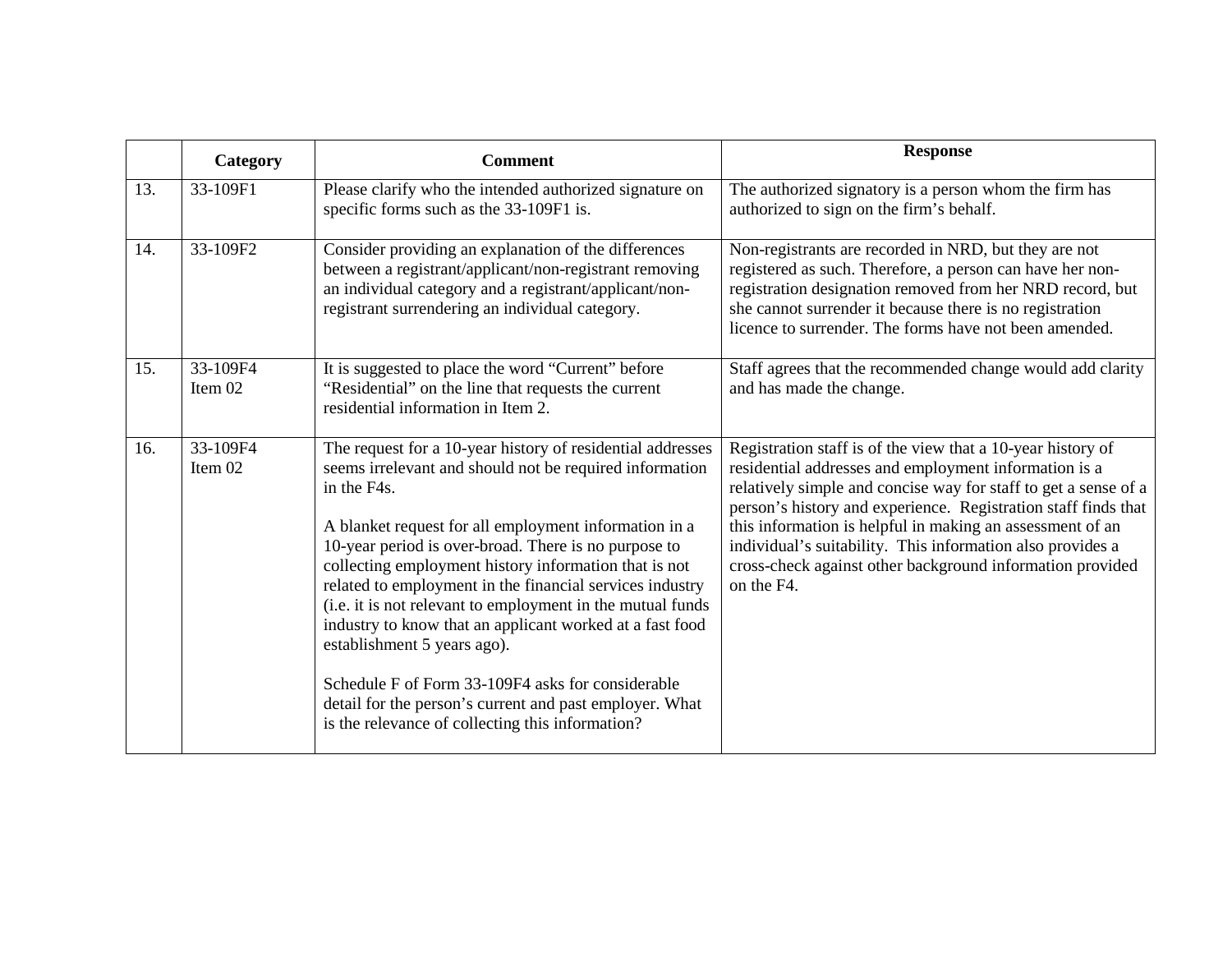| | Category | Comment | Response |
|---|---|---|---|
| 13. | 33-109F1 | Please clarify who the intended authorized signature on specific forms such as the 33-109F1 is. | The authorized signatory is a person whom the firm has authorized to sign on the firm's behalf. |
| 14. | 33-109F2 | Consider providing an explanation of the differences between a registrant/applicant/non-registrant removing an individual category and a registrant/applicant/non-registrant surrendering an individual category. | Non-registrants are recorded in NRD, but they are not registered as such. Therefore, a person can have her non-registration designation removed from her NRD record, but she cannot surrender it because there is no registration licence to surrender. The forms have not been amended. |
| 15. | 33-109F4 Item 02 | It is suggested to place the word "Current" before "Residential" on the line that requests the current residential information in Item 2. | Staff agrees that the recommended change would add clarity and has made the change. |
| 16. | 33-109F4 Item 02 | The request for a 10-year history of residential addresses seems irrelevant and should not be required information in the F4s.<br><br>A blanket request for all employment information in a 10-year period is over-broad. There is no purpose to collecting employment history information that is not related to employment in the financial services industry (i.e. it is not relevant to employment in the mutual funds industry to know that an applicant worked at a fast food establishment 5 years ago).<br><br>Schedule F of Form 33-109F4 asks for considerable detail for the person's current and past employer. What is the relevance of collecting this information? | Registration staff is of the view that a 10-year history of residential addresses and employment information is a relatively simple and concise way for staff to get a sense of a person's history and experience. Registration staff finds that this information is helpful in making an assessment of an individual's suitability. This information also provides a cross-check against other background information provided on the F4. |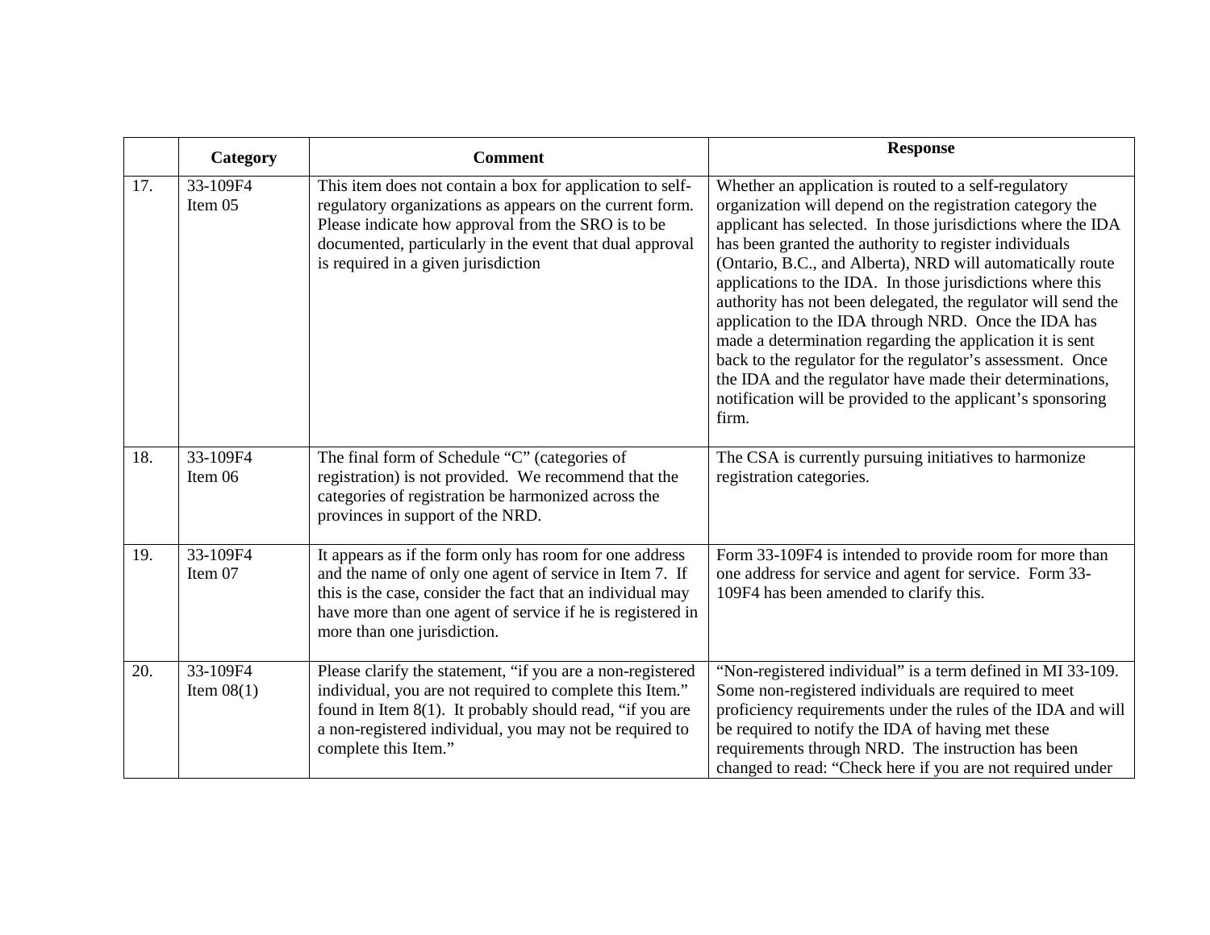| | Category | Comment | Response |
|---|---|---|---|
| 17. | 33-109F4 Item 05 | This item does not contain a box for application to self-regulatory organizations as appears on the current form. Please indicate how approval from the SRO is to be documented, particularly in the event that dual approval is required in a given jurisdiction | Whether an application is routed to a self-regulatory organization will depend on the registration category the applicant has selected. In those jurisdictions where the IDA has been granted the authority to register individuals (Ontario, B.C., and Alberta), NRD will automatically route applications to the IDA. In those jurisdictions where this authority has not been delegated, the regulator will send the application to the IDA through NRD. Once the IDA has made a determination regarding the application it is sent back to the regulator for the regulator's assessment. Once the IDA and the regulator have made their determinations, notification will be provided to the applicant's sponsoring firm. |
| 18. | 33-109F4 Item 06 | The final form of Schedule "C" (categories of registration) is not provided. We recommend that the categories of registration be harmonized across the provinces in support of the NRD. | The CSA is currently pursuing initiatives to harmonize registration categories. |
| 19. | 33-109F4 Item 07 | It appears as if the form only has room for one address and the name of only one agent of service in Item 7. If this is the case, consider the fact that an individual may have more than one agent of service if he is registered in more than one jurisdiction. | Form 33-109F4 is intended to provide room for more than one address for service and agent for service. Form 33-109F4 has been amended to clarify this. |
| 20. | 33-109F4 Item 08(1) | Please clarify the statement, "if you are a non-registered individual, you are not required to complete this Item." found in Item 8(1). It probably should read, "if you are a non-registered individual, you may not be required to complete this Item." | "Non-registered individual" is a term defined in MI 33-109. Some non-registered individuals are required to meet proficiency requirements under the rules of the IDA and will be required to notify the IDA of having met these requirements through NRD. The instruction has been changed to read: "Check here if you are not required under |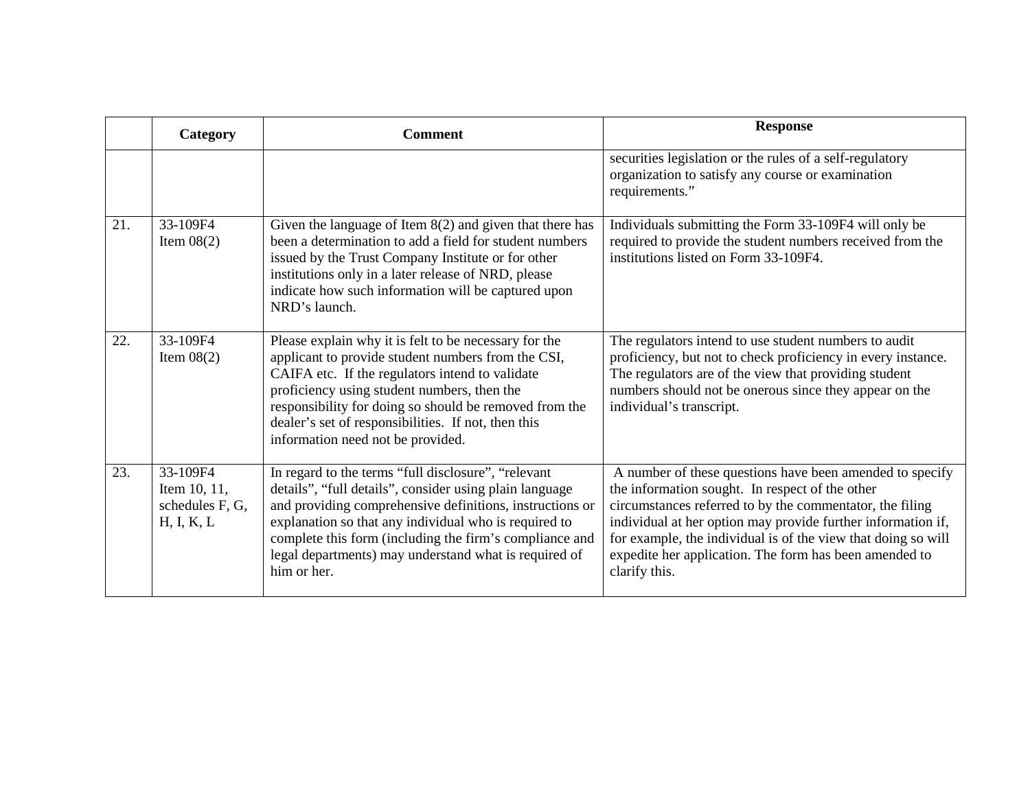| | Category | Comment | Response |
|---|---|---|---|
| | | | securities legislation or the rules of a self-regulatory organization to satisfy any course or examination requirements.” |
| 21. | 33-109F4<br>Item 08(2) | Given the language of Item 8(2) and given that there has been a determination to add a field for student numbers issued by the Trust Company Institute or for other institutions only in a later release of NRD, please indicate how such information will be captured upon NRD’s launch. | Individuals submitting the Form 33-109F4 will only be required to provide the student numbers received from the institutions listed on Form 33-109F4. |
| 22. | 33-109F4<br>Item 08(2) | Please explain why it is felt to be necessary for the applicant to provide student numbers from the CSI, CAIFA etc. If the regulators intend to validate proficiency using student numbers, then the responsibility for doing so should be removed from the dealer’s set of responsibilities. If not, then this information need not be provided. | The regulators intend to use student numbers to audit proficiency, but not to check proficiency in every instance. The regulators are of the view that providing student numbers should not be onerous since they appear on the individual’s transcript. |
| 23. | 33-109F4<br>Item 10, 11, schedules F, G, H, I, K, L | In regard to the terms “full disclosure”, “relevant details”, “full details”, consider using plain language and providing comprehensive definitions, instructions or explanation so that any individual who is required to complete this form (including the firm’s compliance and legal departments) may understand what is required of him or her. | A number of these questions have been amended to specify the information sought. In respect of the other circumstances referred to by the commentator, the filing individual at her option may provide further information if, for example, the individual is of the view that doing so will expedite her application. The form has been amended to clarify this. |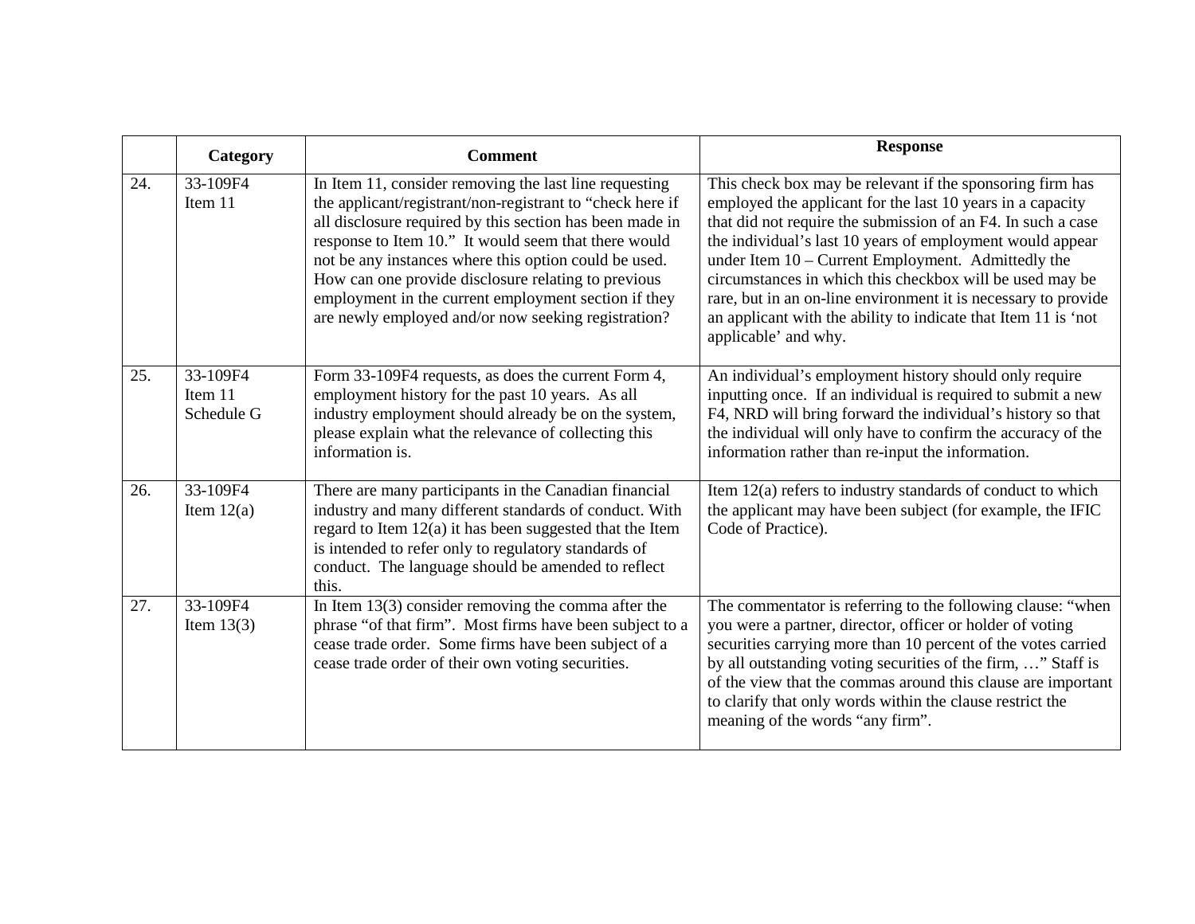| | Category | Comment | Response |
|---|---|---|---|
| 24. | 33-109F4 Item 11 | In Item 11, consider removing the last line requesting the applicant/registrant/non-registrant to "check here if all disclosure required by this section has been made in response to Item 10." It would seem that there would not be any instances where this option could be used. How can one provide disclosure relating to previous employment in the current employment section if they are newly employed and/or now seeking registration? | This check box may be relevant if the sponsoring firm has employed the applicant for the last 10 years in a capacity that did not require the submission of an F4. In such a case the individual's last 10 years of employment would appear under Item 10 – Current Employment. Admittedly the circumstances in which this checkbox will be used may be rare, but in an on-line environment it is necessary to provide an applicant with the ability to indicate that Item 11 is 'not applicable' and why. |
| 25. | 33-109F4 Item 11 Schedule G | Form 33-109F4 requests, as does the current Form 4, employment history for the past 10 years. As all industry employment should already be on the system, please explain what the relevance of collecting this information is. | An individual's employment history should only require inputting once. If an individual is required to submit a new F4, NRD will bring forward the individual's history so that the individual will only have to confirm the accuracy of the information rather than re-input the information. |
| 26. | 33-109F4 Item 12(a) | There are many participants in the Canadian financial industry and many different standards of conduct. With regard to Item 12(a) it has been suggested that the Item is intended to refer only to regulatory standards of conduct. The language should be amended to reflect this. | Item 12(a) refers to industry standards of conduct to which the applicant may have been subject (for example, the IFIC Code of Practice). |
| 27. | 33-109F4 Item 13(3) | In Item 13(3) consider removing the comma after the phrase "of that firm". Most firms have been subject to a cease trade order. Some firms have been subject of a cease trade order of their own voting securities. | The commentator is referring to the following clause: "when you were a partner, director, officer or holder of voting securities carrying more than 10 percent of the votes carried by all outstanding voting securities of the firm, …" Staff is of the view that the commas around this clause are important to clarify that only words within the clause restrict the meaning of the words "any firm". |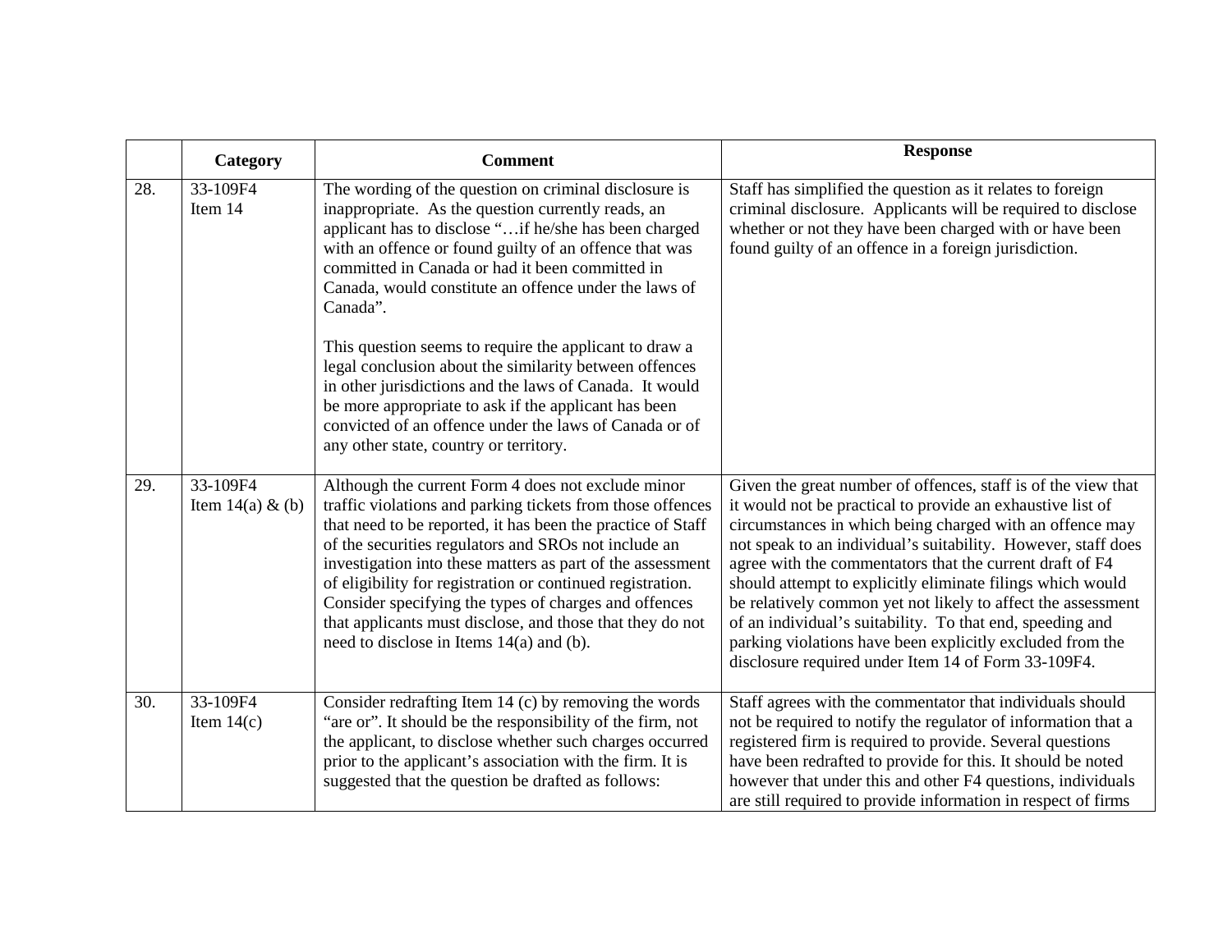|  | Category | Comment | Response |
|---|---|---|---|
| 28. | 33-109F4<br>Item 14 | The wording of the question on criminal disclosure is inappropriate. As the question currently reads, an applicant has to disclose "…if he/she has been charged with an offence or found guilty of an offence that was committed in Canada or had it been committed in Canada, would constitute an offence under the laws of Canada".<br><br>This question seems to require the applicant to draw a legal conclusion about the similarity between offences in other jurisdictions and the laws of Canada. It would be more appropriate to ask if the applicant has been convicted of an offence under the laws of Canada or of any other state, country or territory. | Staff has simplified the question as it relates to foreign criminal disclosure. Applicants will be required to disclose whether or not they have been charged with or have been found guilty of an offence in a foreign jurisdiction. |
| 29. | 33-109F4<br>Item 14(a) & (b) | Although the current Form 4 does not exclude minor traffic violations and parking tickets from those offences that need to be reported, it has been the practice of Staff of the securities regulators and SROs not include an investigation into these matters as part of the assessment of eligibility for registration or continued registration. Consider specifying the types of charges and offences that applicants must disclose, and those that they do not need to disclose in Items 14(a) and (b). | Given the great number of offences, staff is of the view that it would not be practical to provide an exhaustive list of circumstances in which being charged with an offence may not speak to an individual's suitability. However, staff does agree with the commentators that the current draft of F4 should attempt to explicitly eliminate filings which would be relatively common yet not likely to affect the assessment of an individual's suitability. To that end, speeding and parking violations have been explicitly excluded from the disclosure required under Item 14 of Form 33-109F4. |
| 30. | 33-109F4<br>Item 14(c) | Consider redrafting Item 14 (c) by removing the words "are or". It should be the responsibility of the firm, not the applicant, to disclose whether such charges occurred prior to the applicant's association with the firm. It is suggested that the question be drafted as follows: | Staff agrees with the commentator that individuals should not be required to notify the regulator of information that a registered firm is required to provide. Several questions have been redrafted to provide for this. It should be noted however that under this and other F4 questions, individuals are still required to provide information in respect of firms |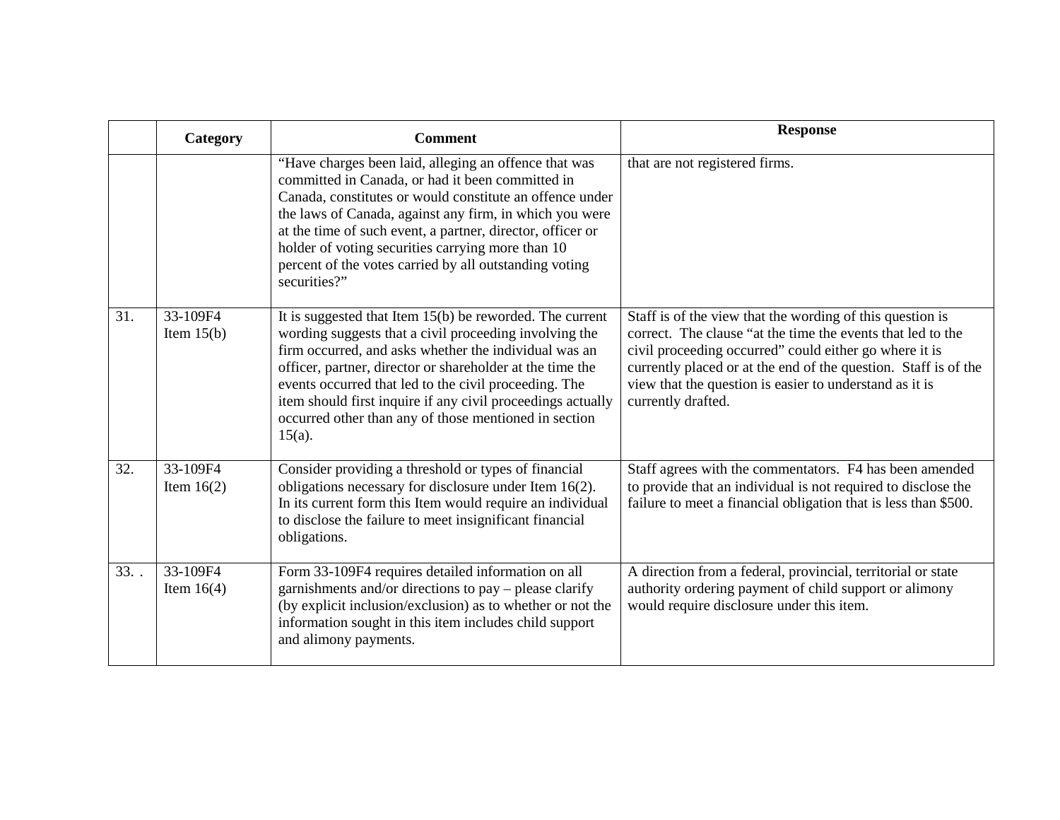| | Category | Comment | Response |
|---|---|---|---|
| | | "Have charges been laid, alleging an offence that was committed in Canada, or had it been committed in Canada, constitutes or would constitute an offence under the laws of Canada, against any firm, in which you were at the time of such event, a partner, director, officer or holder of voting securities carrying more than 10 percent of the votes carried by all outstanding voting securities?" | that are not registered firms. |
| 31. | 33-109F4 Item 15(b) | It is suggested that Item 15(b) be reworded. The current wording suggests that a civil proceeding involving the firm occurred, and asks whether the individual was an officer, partner, director or shareholder at the time the events occurred that led to the civil proceeding. The item should first inquire if any civil proceedings actually occurred other than any of those mentioned in section 15(a). | Staff is of the view that the wording of this question is correct. The clause "at the time the events that led to the civil proceeding occurred" could either go where it is currently placed or at the end of the question. Staff is of the view that the question is easier to understand as it is currently drafted. |
| 32. | 33-109F4 Item 16(2) | Consider providing a threshold or types of financial obligations necessary for disclosure under Item 16(2). In its current form this Item would require an individual to disclose the failure to meet insignificant financial obligations. | Staff agrees with the commentators. F4 has been amended to provide that an individual is not required to disclose the failure to meet a financial obligation that is less than $500. |
| 33. . | 33-109F4 Item 16(4) | Form 33-109F4 requires detailed information on all garnishments and/or directions to pay – please clarify (by explicit inclusion/exclusion) as to whether or not the information sought in this item includes child support and alimony payments. | A direction from a federal, provincial, territorial or state authority ordering payment of child support or alimony would require disclosure under this item. |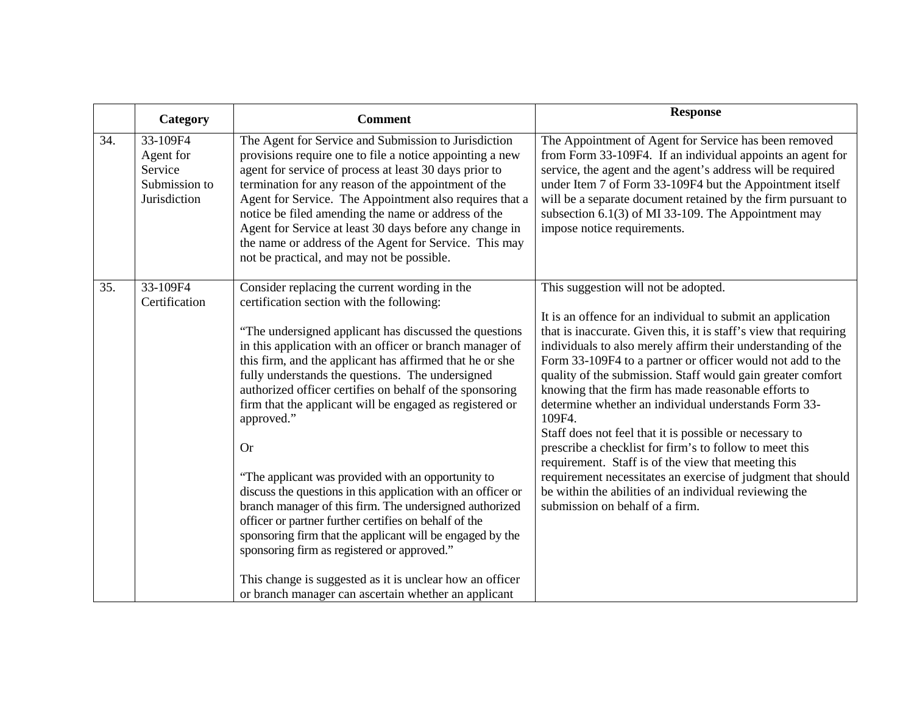| | Category | Comment | Response |
|---|---|---|---|
| 34. | 33-109F4 Agent for Service Submission to Jurisdiction | The Agent for Service and Submission to Jurisdiction provisions require one to file a notice appointing a new agent for service of process at least 30 days prior to termination for any reason of the appointment of the Agent for Service. The Appointment also requires that a notice be filed amending the name or address of the Agent for Service at least 30 days before any change in the name or address of the Agent for Service. This may not be practical, and may not be possible. | The Appointment of Agent for Service has been removed from Form 33-109F4. If an individual appoints an agent for service, the agent and the agent's address will be required under Item 7 of Form 33-109F4 but the Appointment itself will be a separate document retained by the firm pursuant to subsection 6.1(3) of MI 33-109. The Appointment may impose notice requirements. |
| 35. | 33-109F4 Certification | Consider replacing the current wording in the certification section with the following:<br><br>"The undersigned applicant has discussed the questions in this application with an officer or branch manager of this firm, and the applicant has affirmed that he or she fully understands the questions. The undersigned authorized officer certifies on behalf of the sponsoring firm that the applicant will be engaged as registered or approved."<br><br>Or<br><br>"The applicant was provided with an opportunity to discuss the questions in this application with an officer or branch manager of this firm. The undersigned authorized officer or partner further certifies on behalf of the sponsoring firm that the applicant will be engaged by the sponsoring firm as registered or approved."<br><br>This change is suggested as it is unclear how an officer or branch manager can ascertain whether an applicant | This suggestion will not be adopted.<br><br>It is an offence for an individual to submit an application that is inaccurate. Given this, it is staff's view that requiring individuals to also merely affirm their understanding of the Form 33-109F4 to a partner or officer would not add to the quality of the submission. Staff would gain greater comfort knowing that the firm has made reasonable efforts to determine whether an individual understands Form 33-109F4.<br>Staff does not feel that it is possible or necessary to prescribe a checklist for firm's to follow to meet this requirement. Staff is of the view that meeting this requirement necessitates an exercise of judgment that should be within the abilities of an individual reviewing the submission on behalf of a firm. |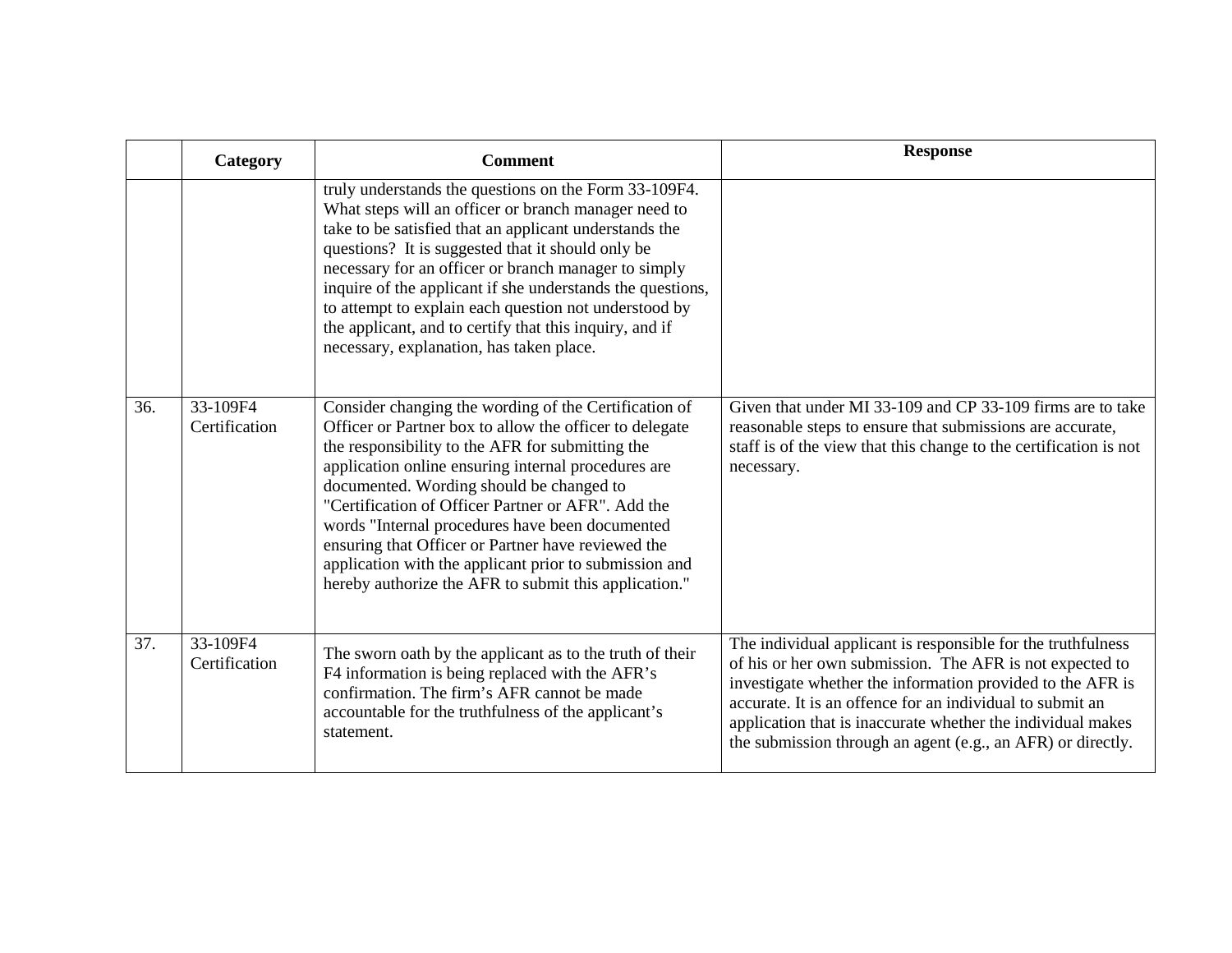| | Category | Comment | Response |
|---|---|---|---|
| | | truly understands the questions on the Form 33-109F4. What steps will an officer or branch manager need to take to be satisfied that an applicant understands the questions? It is suggested that it should only be necessary for an officer or branch manager to simply inquire of the applicant if she understands the questions, to attempt to explain each question not understood by the applicant, and to certify that this inquiry, and if necessary, explanation, has taken place. | |
| 36. | 33-109F4 Certification | Consider changing the wording of the Certification of Officer or Partner box to allow the officer to delegate the responsibility to the AFR for submitting the application online ensuring internal procedures are documented. Wording should be changed to "Certification of Officer Partner or AFR". Add the words "Internal procedures have been documented ensuring that Officer or Partner have reviewed the application with the applicant prior to submission and hereby authorize the AFR to submit this application." | Given that under MI 33-109 and CP 33-109 firms are to take reasonable steps to ensure that submissions are accurate, staff is of the view that this change to the certification is not necessary. |
| 37. | 33-109F4 Certification | The sworn oath by the applicant as to the truth of their F4 information is being replaced with the AFR's confirmation. The firm's AFR cannot be made accountable for the truthfulness of the applicant's statement. | The individual applicant is responsible for the truthfulness of his or her own submission. The AFR is not expected to investigate whether the information provided to the AFR is accurate. It is an offence for an individual to submit an application that is inaccurate whether the individual makes the submission through an agent (e.g., an AFR) or directly. |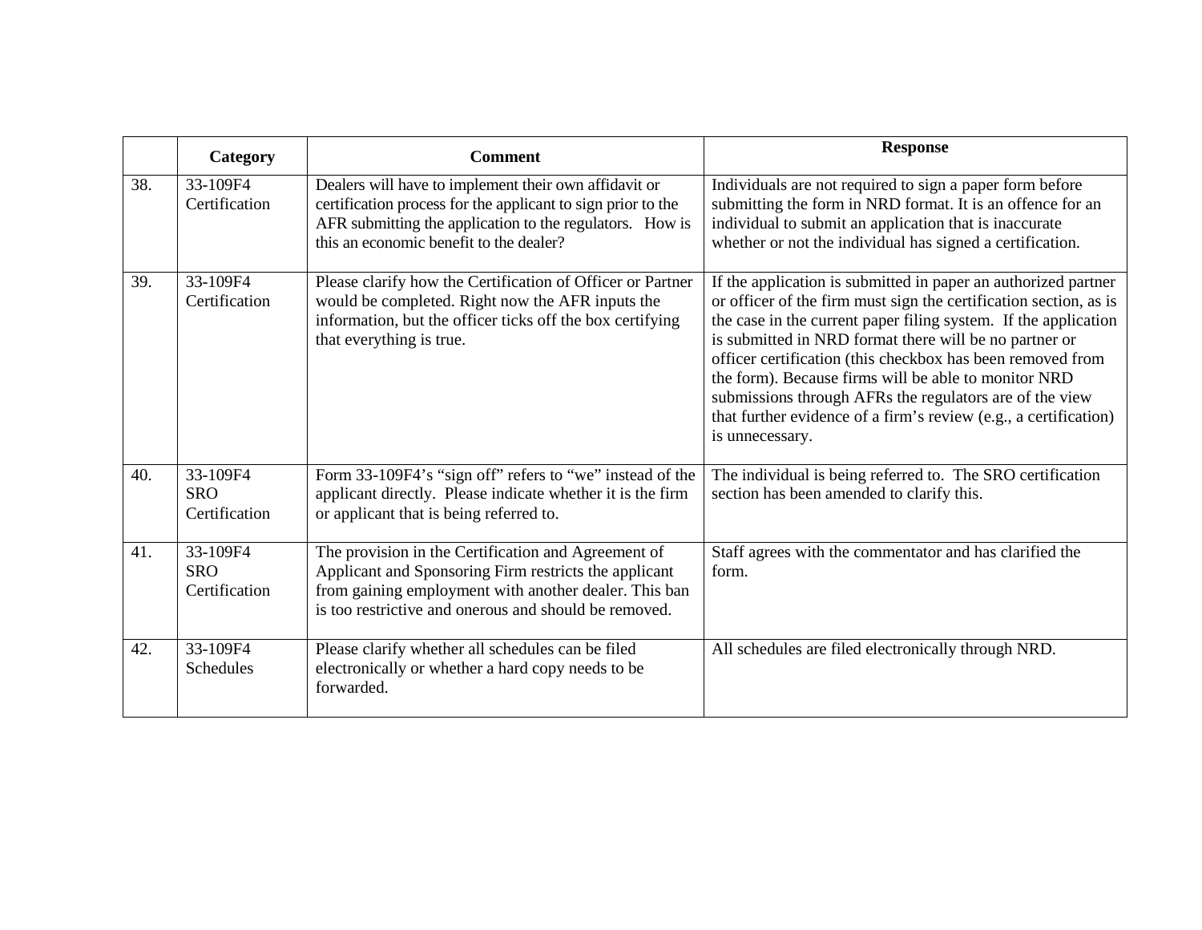|  | Category | Comment | Response |
|---|---|---|---|
| 38. | 33-109F4 Certification | Dealers will have to implement their own affidavit or certification process for the applicant to sign prior to the AFR submitting the application to the regulators. How is this an economic benefit to the dealer? | Individuals are not required to sign a paper form before submitting the form in NRD format. It is an offence for an individual to submit an application that is inaccurate whether or not the individual has signed a certification. |
| 39. | 33-109F4 Certification | Please clarify how the Certification of Officer or Partner would be completed. Right now the AFR inputs the information, but the officer ticks off the box certifying that everything is true. | If the application is submitted in paper an authorized partner or officer of the firm must sign the certification section, as is the case in the current paper filing system. If the application is submitted in NRD format there will be no partner or officer certification (this checkbox has been removed from the form). Because firms will be able to monitor NRD submissions through AFRs the regulators are of the view that further evidence of a firm's review (e.g., a certification) is unnecessary. |
| 40. | 33-109F4 SRO Certification | Form 33-109F4's "sign off" refers to "we" instead of the applicant directly. Please indicate whether it is the firm or applicant that is being referred to. | The individual is being referred to. The SRO certification section has been amended to clarify this. |
| 41. | 33-109F4 SRO Certification | The provision in the Certification and Agreement of Applicant and Sponsoring Firm restricts the applicant from gaining employment with another dealer. This ban is too restrictive and onerous and should be removed. | Staff agrees with the commentator and has clarified the form. |
| 42. | 33-109F4 Schedules | Please clarify whether all schedules can be filed electronically or whether a hard copy needs to be forwarded. | All schedules are filed electronically through NRD. |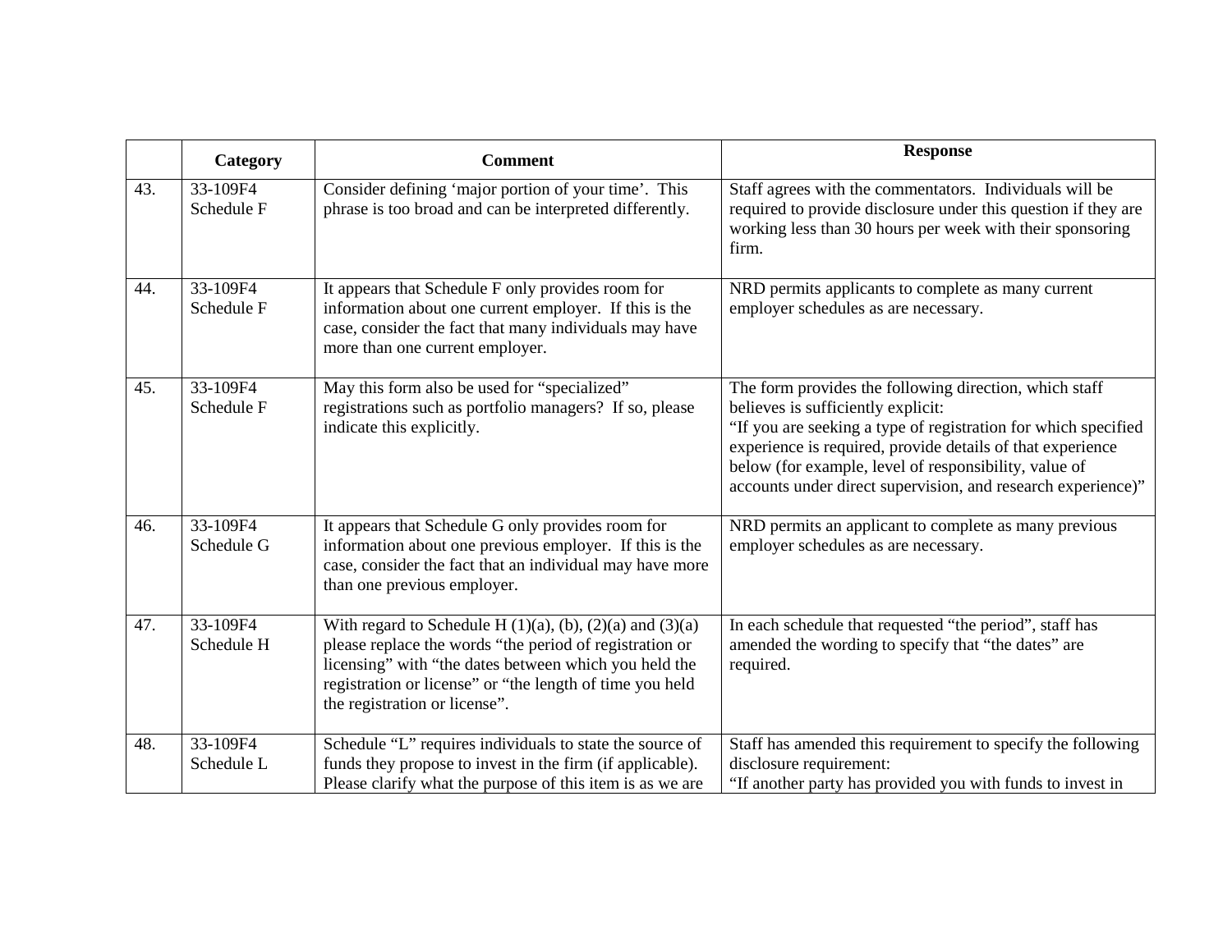|  | Category | Comment | Response |
| --- | --- | --- | --- |
| 43. | 33-109F4 Schedule F | Consider defining 'major portion of your time'. This phrase is too broad and can be interpreted differently. | Staff agrees with the commentators. Individuals will be required to provide disclosure under this question if they are working less than 30 hours per week with their sponsoring firm. |
| 44. | 33-109F4 Schedule F | It appears that Schedule F only provides room for information about one current employer. If this is the case, consider the fact that many individuals may have more than one current employer. | NRD permits applicants to complete as many current employer schedules as are necessary. |
| 45. | 33-109F4 Schedule F | May this form also be used for "specialized" registrations such as portfolio managers? If so, please indicate this explicitly. | The form provides the following direction, which staff believes is sufficiently explicit:<br>"If you are seeking a type of registration for which specified experience is required, provide details of that experience below (for example, level of responsibility, value of accounts under direct supervision, and research experience)" |
| 46. | 33-109F4 Schedule G | It appears that Schedule G only provides room for information about one previous employer. If this is the case, consider the fact that an individual may have more than one previous employer. | NRD permits an applicant to complete as many previous employer schedules as are necessary. |
| 47. | 33-109F4 Schedule H | With regard to Schedule H (1)(a), (b), (2)(a) and (3)(a) please replace the words "the period of registration or licensing" with "the dates between which you held the registration or license" or "the length of time you held the registration or license". | In each schedule that requested "the period", staff has amended the wording to specify that "the dates" are required. |
| 48. | 33-109F4 Schedule L | Schedule "L" requires individuals to state the source of funds they propose to invest in the firm (if applicable). Please clarify what the purpose of this item is as we are | Staff has amended this requirement to specify the following disclosure requirement:<br>"If another party has provided you with funds to invest in |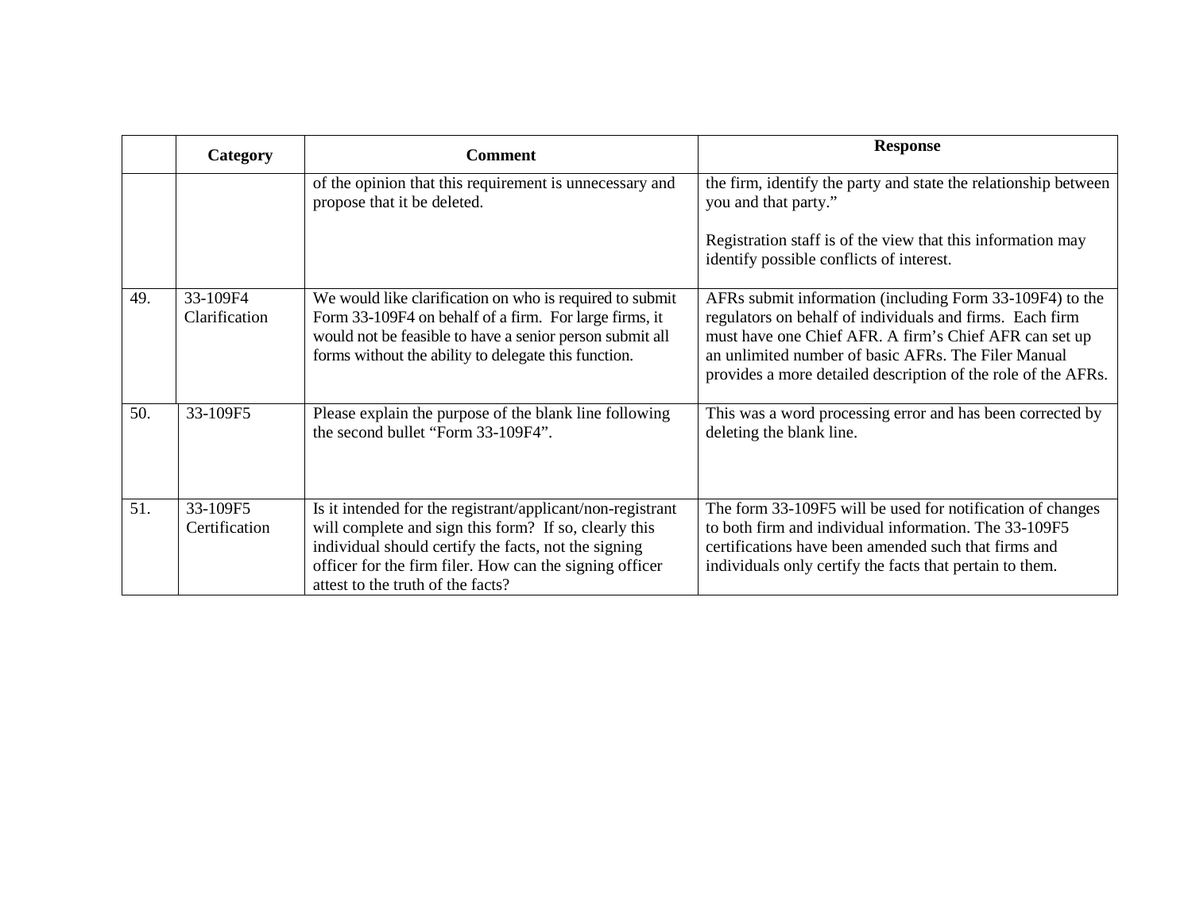| | Category | Comment | Response |
|---|---|---|---|
| | | of the opinion that this requirement is unnecessary and propose that it be deleted. | the firm, identify the party and state the relationship between you and that party.”<br><br>Registration staff is of the view that this information may identify possible conflicts of interest. |
| 49. | 33-109F4 Clarification | We would like clarification on who is required to submit Form 33-109F4 on behalf of a firm. For large firms, it would not be feasible to have a senior person submit all forms without the ability to delegate this function. | AFRs submit information (including Form 33-109F4) to the regulators on behalf of individuals and firms. Each firm must have one Chief AFR. A firm’s Chief AFR can set up an unlimited number of basic AFRs. The Filer Manual provides a more detailed description of the role of the AFRs. |
| 50. | 33-109F5 | Please explain the purpose of the blank line following the second bullet “Form 33-109F4”. | This was a word processing error and has been corrected by deleting the blank line. |
| 51. | 33-109F5 Certification | Is it intended for the registrant/applicant/non-registrant will complete and sign this form? If so, clearly this individual should certify the facts, not the signing officer for the firm filer. How can the signing officer attest to the truth of the facts? | The form 33-109F5 will be used for notification of changes to both firm and individual information. The 33-109F5 certifications have been amended such that firms and individuals only certify the facts that pertain to them. |